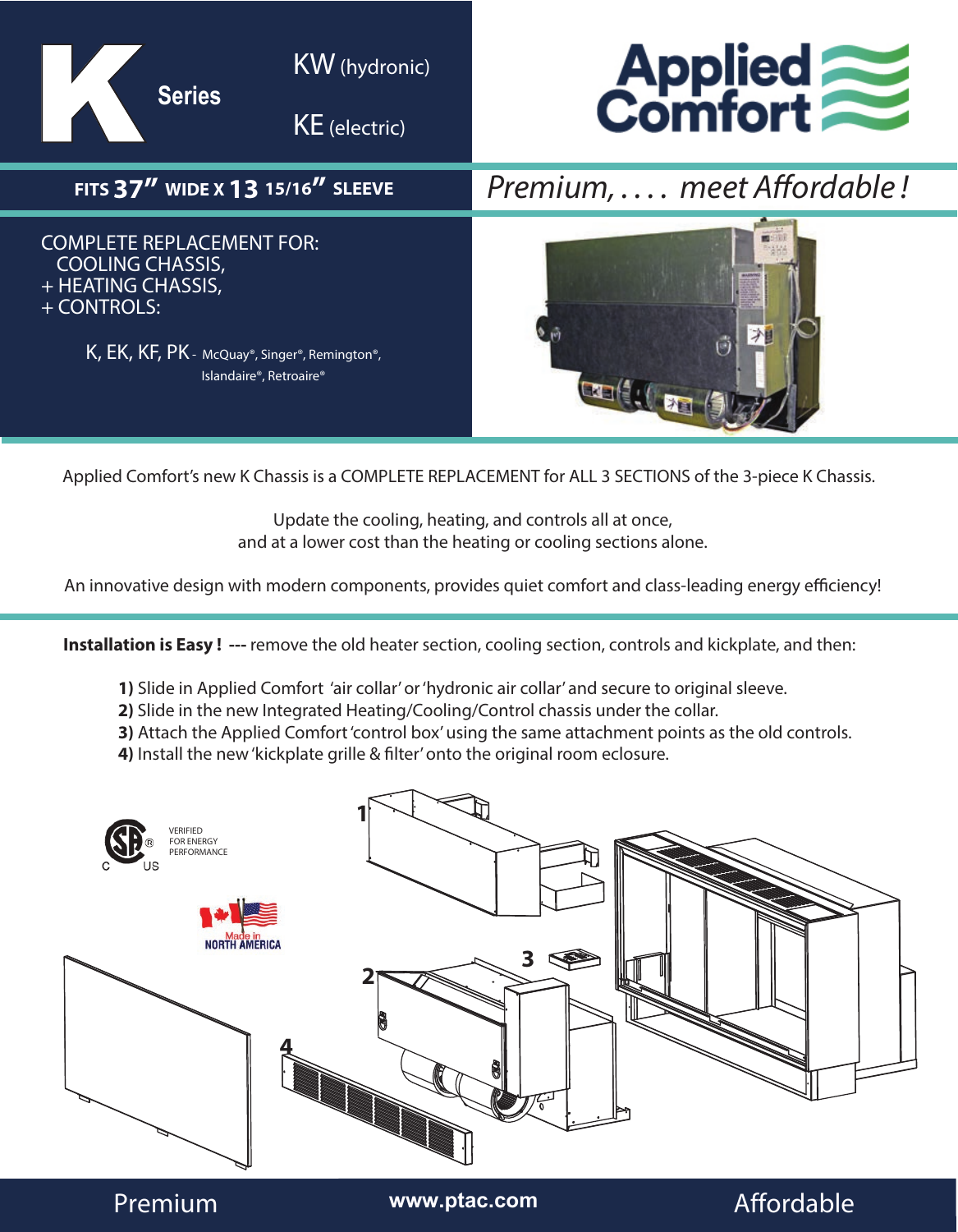# K Series

KW (hydronic)

KE (electric)

Applied Comfort

**FITS 37″ WIDE X 13 15/16″ SLEEVE**

*Premium, . . . . meet Affordable !*

COMPLETE REPLACEMENT FOR:
COOLING CHASSIS,
+ HEATING CHASSIS,
+ CONTROLS:

K, EK, KF, PK - McQuay®, Singer®, Remington®, Islandaire®, Retroaire®

Applied Comfort's new K Chassis is a COMPLETE REPLACEMENT for ALL 3 SECTIONS of the 3-piece K Chassis.

Update the cooling, heating, and controls all at once,
and at a lower cost than the heating or cooling sections alone.

An innovative design with modern components, provides quiet comfort and class-leading energy efficiency!

**Installation is Easy ! ---** remove the old heater section, cooling section, controls and kickplate, and then:

**1)** Slide in Applied Comfort 'air collar' or 'hydronic air collar' and secure to original sleeve.
**2)** Slide in the new Integrated Heating/Cooling/Control chassis under the collar.
**3)** Attach the Applied Comfort 'control box' using the same attachment points as the old controls.
**4)** Install the new 'kickplate grille & filter' onto the original room eclosure.

VERIFIED FOR ENERGY PERFORMANCE

Made in NORTH AMERICA

Premium www.ptac.com Affordable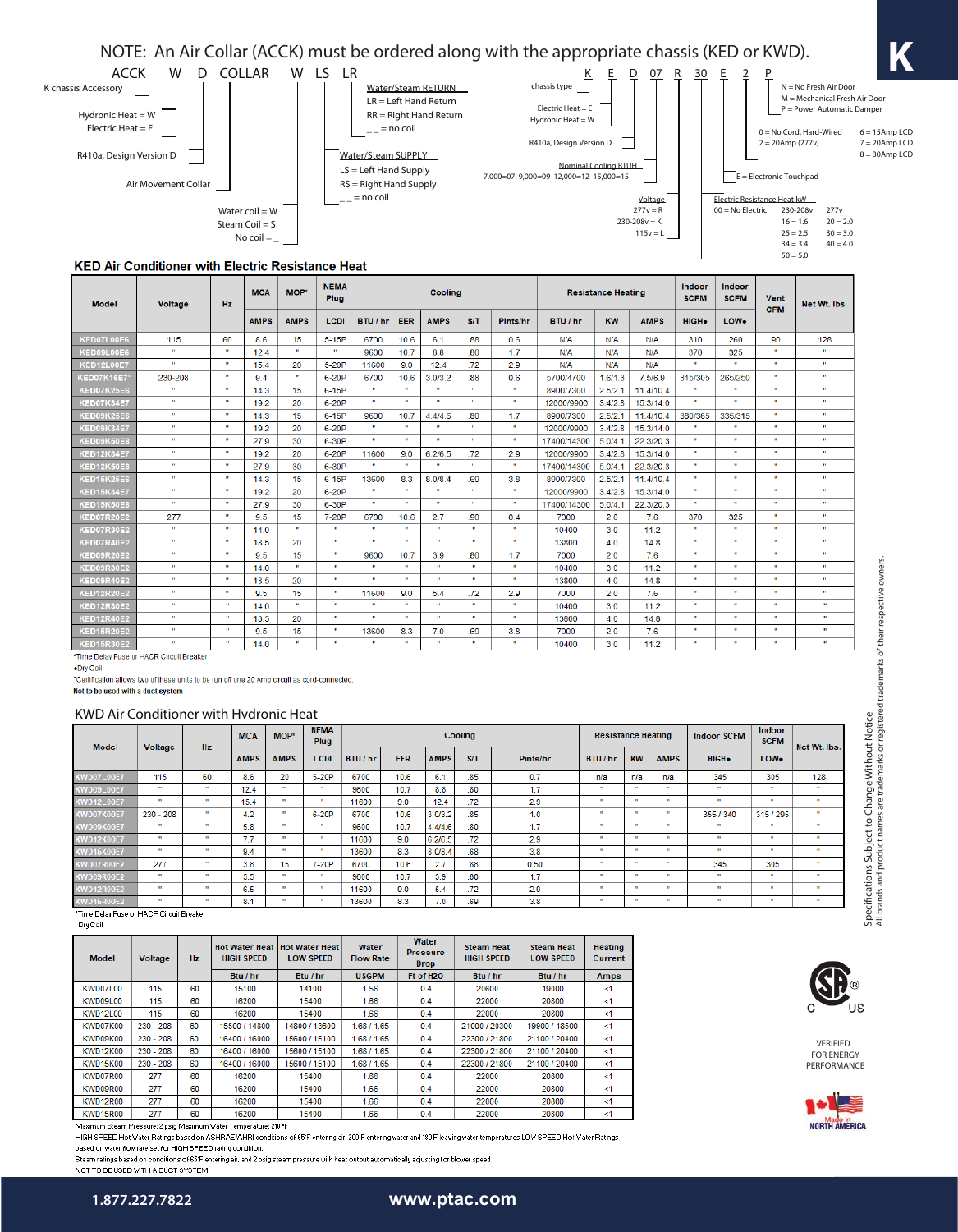NOTE: An Air Collar (ACCK) must be ordered along with the appropriate chassis (KED or KWD).

**ACCK W D COLLAR W LS LR**

- ACCK = K chassis Accessory
- W = Hydronic Heat = W, Electric Heat = E
- D = R410a, Design Version D
- COLLAR = Air Movement Collar
- W = Water coil = W, Steam Coil = S, No coil = _
- LS = Water/Steam SUPPLY: LS = Left Hand Supply, RS = Right Hand Supply, _ _ = no coil
- LR = Water/Steam RETURN: LR = Left Hand Return, RR = Right Hand Return, _ _ = no coil

**K E D 07 R 30 E 2 P**

- K = chassis type
- E = Electric Heat = E, Hydronic Heat = W
- D = R410a, Design Version D
- 07 = Nominal Cooling BTUH: 7,000=07 9,000=09 12,000=12 15,000=15
- R = Voltage: 277v = R, 230-208v = K, 115v = L
- 30 = Electric Resistance Heat kW: 00 = No Electric; 230-208v: 16 = 1.6, 25 = 2.5, 34 = 3.4, 50 = 5.0; 277v: 20 = 2.0, 30 = 3.0, 40 = 4.0
- E = Electronic Touchpad
- 2 = 0 = No Cord, Hard-Wired; 2 = 20Amp (277v); 6 = 15Amp LCDI; 7 = 20Amp LCDI; 8 = 30Amp LCDI
- P = N = No Fresh Air Door; M = Mechanical Fresh Air Door; P = Power Automatic Damper

## KED Air Conditioner with Electric Resistance Heat

| Model | Voltage | Hz | MCA | MOP* | NEMA Plug | Cooling | | | | | Resistance Heating | | | Indoor SCFM | Indoor SCFM | Vent CFM | Net Wt. lbs. |
|---|---|---|---|---|---|---|---|---|---|---|---|---|---|---|---|---|---|
| | | | AMPS | AMPS | LCDI | BTU / hr | EER | AMPS | S/T | Pints/hr | BTU / hr | KW | AMPS | HIGH• | LOW• | | |
| KED07L00E6 | 115 | 60 | 8.6 | 15 | 5-15P | 6700 | 10.6 | 6.1 | .88 | 0.6 | N/A | N/A | N/A | 310 | 260 | 90 | 128 |
| KED09L00E6 | " | " | 12.4 | " | " | 9600 | 10.7 | 8.8 | .80 | 1.7 | N/A | N/A | N/A | 370 | 325 | " | " |
| KED12L00E7 | " | " | 15.4 | 20 | 5-20P | 11600 | 9.0 | 12.4 | .72 | 2.9 | N/A | N/A | N/A | " | " | " | " |
| KED07K16E7* | 230-208 | " | 9.4 | " | 6-20P | 6700 | 10.6 | 3.0/3.2 | .88 | 0.6 | 5700/4700 | 1.6/1.3 | 7.5/6.9 | 315/305 | 265/260 | " | " |
| KED07K25E6 | " | " | 14.3 | 15 | 6-15P | " | " | " | " | " | 8900/7300 | 2.5/2.1 | 11.4/10.4 | " | " | " | " |
| KED07K34E7 | " | " | 19.2 | 20 | 6-20P | " | " | " | " | " | 12000/9900 | 3.4/2.8 | 15.3/14.0 | " | " | " | " |
| KED09K25E6 | " | " | 14.3 | 15 | 6-15P | 9600 | 10.7 | 4.4/4.6 | .80 | 1.7 | 8900/7300 | 2.5/2.1 | 11.4/10.4 | 380/365 | 335/315 | " | " |
| KED09K34E7 | " | " | 19.2 | 20 | 6-20P | " | " | " | " | " | 12000/9900 | 3.4/2.8 | 15.3/14.0 | " | " | " | " |
| KED09K50E8 | " | " | 27.9 | 30 | 6-30P | " | " | " | " | " | 17400/14300 | 5.0/4.1 | 22.3/20.3 | " | " | " | " |
| KED12K34E7 | " | " | 19.2 | 20 | 6-20P | 11600 | 9.0 | 6.2/6.5 | .72 | 2.9 | 12000/9900 | 3.4/2.8 | 15.3/14.0 | " | " | " | " |
| KED12K50E8 | " | " | 27.9 | 30 | 6-30P | " | " | " | " | " | 17400/14300 | 5.0/4.1 | 22.3/20.3 | " | " | " | " |
| KED15K25E6 | " | " | 14.3 | 15 | 6-15P | 13600 | 8.3 | 8.0/8.4 | .69 | 3.8 | 8900/7300 | 2.5/2.1 | 11.4/10.4 | " | " | " | " |
| KED15K34E7 | " | " | 19.2 | 20 | 6-20P | " | " | " | " | " | 12000/9900 | 3.4/2.8 | 15.3/14.0 | " | " | " | " |
| KED15K50E8 | " | " | 27.9 | 30 | 6-30P | " | " | " | " | " | 17400/14300 | 5.0/4.1 | 22.3/20.3 | " | " | " | " |
| KED07R20E2 | 277 | " | 9.5 | 15 | 7-20P | 6700 | 10.6 | 2.7 | .90 | 0.4 | 7000 | 2.0 | 7.6 | 370 | 325 | " | " |
| KED07R30E2 | " | " | 14.0 | " | " | " | " | " | " | " | 10400 | 3.0 | 11.2 | " | " | " | " |
| KED07R40E2 | " | " | 18.5 | 20 | " | " | " | " | " | " | 13800 | 4.0 | 14.8 | " | " | " | " |
| KED09R20E2 | " | " | 9.5 | 15 | " | 9600 | 10.7 | 3.9 | .80 | 1.7 | 7000 | 2.0 | 7.6 | " | " | " | " |
| KED09R30E2 | " | " | 14.0 | " | " | " | " | " | " | " | 10400 | 3.0 | 11.2 | " | " | " | " |
| KED09R40E2 | " | " | 18.5 | 20 | " | " | " | " | " | " | 13800 | 4.0 | 14.8 | " | " | " | " |
| KED12R20E2 | " | " | 9.5 | 15 | " | 11600 | 9.0 | 5.4 | .72 | 2.9 | 7000 | 2.0 | 7.6 | " | " | " | " |
| KED12R30E2 | " | " | 14.0 | " | " | " | " | " | " | " | 10400 | 3.0 | 11.2 | " | " | " | " |
| KED12R40E2 | " | " | 18.5 | 20 | " | " | " | " | " | " | 13800 | 4.0 | 14.8 | " | " | " | " |
| KED15R20E2 | " | " | 9.5 | 15 | " | 13600 | 8.3 | 7.0 | .69 | 3.8 | 7000 | 2.0 | 7.6 | " | " | " | " |
| KED15R30E2 | " | " | 14.0 | " | " | " | " | " | " | " | 10400 | 3.0 | 11.2 | " | " | " | " |

*Time Delay Fuse or HACR Circuit Breaker

•Dry Coil

*Certification allows two of these units to be run off one 20 Amp circuit as cord-connected.

**Not to be used with a duct system**

## KWD Air Conditioner with Hydronic Heat

| Model | Voltage | Hz | MCA | MOP* | NEMA Plug | Cooling | | | | | Resistance Heating | | | Indoor SCFM | Indoor SCFM | Net Wt. lbs. |
|---|---|---|---|---|---|---|---|---|---|---|---|---|---|---|---|---|
| | | | AMPS | AMPS | LCDI | BTU / hr | EER | AMPS | S/T | Pints/hr | BTU / hr | KW | AMPS | HIGH• | LOW• | |
| KWD07L00E7 | 115 | 60 | 8.6 | 20 | 5-20P | 6700 | 10.6 | 6.1 | .85 | 0.7 | n/a | n/a | n/a | 345 | 305 | 128 |
| KWD09L00E7 | " | " | 12.4 | " | " | 9600 | 10.7 | 8.8 | .80 | 1.7 | " | " | " | " | " | " |
| KWD12L00E7 | " | " | 15.4 | " | " | 11600 | 9.0 | 12.4 | .72 | 2.9 | " | " | " | " | " | " |
| KWD07K00E7 | 230 - 208 | " | 4.2 | " | 6-20P | 6700 | 10.6 | 3.0/3.2 | .85 | 1.0 | " | " | " | 355 / 340 | 315 / 295 | " |
| KWD09K00E7 | " | " | 5.8 | " | " | 9600 | 10.7 | 4.4/4.6 | .80 | 1.7 | " | " | " | " | " | " |
| KWD12K00E7 | " | " | 7.7 | " | " | 11600 | 9.0 | 6.2/6.5 | .72 | 2.9 | " | " | " | " | " | " |
| KWD15K00E7 | " | " | 9.4 | " | " | 13600 | 8.3 | 8.0/8.4 | .68 | 3.8 | " | " | " | " | " | " |
| KWD07R00E2 | 277 | " | 3.8 | 15 | 7-20P | 6700 | 10.6 | 2.7 | .88 | 0.50 | " | " | " | 345 | 305 | " |
| KWD09R00E2 | " | " | 5.5 | " | " | 9600 | 10.7 | 3.9 | .80 | 1.7 | " | " | " | " | " | " |
| KWD12R00E2 | " | " | 6.5 | " | " | 11600 | 9.0 | 5.4 | .72 | 2.9 | " | " | " | " | " | " |
| KWD15R00E2 | " | " | 8.1 | " | " | 13600 | 8.3 | 7.0 | .69 | 3.8 | " | " | " | " | " | " |

*Time Delay Fuse or HACR Circuit Breaker

Dry Coil

| Model | Voltage | Hz | Hot Water Heat HIGH SPEED | Hot Water Heat LOW SPEED | Water Flow Rate | Water Pressure Drop | Steam Heat HIGH SPEED | Steam Heat LOW SPEED | Heating Current |
|---|---|---|---|---|---|---|---|---|---|
| | | | Btu / hr | Btu / hr | USGPM | Ft of H2O | Btu / hr | Btu / hr | Amps |
| KWD07L00 | 115 | 60 | 15100 | 14100 | 1.56 | 0.4 | 20600 | 19000 | <1 |
| KWD09L00 | 115 | 60 | 16200 | 15400 | 1.66 | 0.4 | 22000 | 20800 | <1 |
| KWD12L00 | 115 | 60 | 16200 | 15400 | 1.66 | 0.4 | 22000 | 20800 | <1 |
| KWD07K00 | 230 - 208 | 60 | 15500 / 14800 | 14800 / 13600 | 1.63 / 1.65 | 0.4 | 21000 / 20300 | 19900 / 18500 | <1 |
| KWD09K00 | 230 - 208 | 60 | 16400 / 16000 | 15600 / 15100 | 1.63 / 1.65 | 0.4 | 22300 / 21800 | 21100 / 20400 | <1 |
| KWD12K00 | 230 - 208 | 60 | 16400 / 16000 | 15600 / 15100 | 1.63 / 1.65 | 0.4 | 22300 / 21800 | 21100 / 20400 | <1 |
| KWD15K00 | 230 - 208 | 60 | 16400 / 16000 | 15600 / 15100 | 1.63 / 1.65 | 0.4 | 22300 / 21800 | 21100 / 20400 | <1 |
| KWD07R00 | 277 | 60 | 16200 | 15400 | 1.66 | 0.4 | 22000 | 20800 | <1 |
| KWD09R00 | 277 | 60 | 16200 | 15400 | 1.66 | 0.4 | 22000 | 20800 | <1 |
| KWD12R00 | 277 | 60 | 16200 | 15400 | 1.66 | 0.4 | 22000 | 20800 | <1 |
| KWD15R00 | 277 | 60 | 16200 | 15400 | 1.66 | 0.4 | 22000 | 20800 | <1 |

Maximum Steam Pressure: 2 psig Maximum Water Temperature: 210 °F

HIGH SPEED Hot Water Ratings based on ASHRAE/AHRI conditions of 65°F entering air, 200°F entering water and 180°F leaving water temperatures LOW SPEED Hot Water Ratings based on water flow rate set for HIGH SPEED rating condition.

Steam ratings based on conditions of 65°F entering air, and 2 psig steam pressure with heat output automatically adjusting for blower speed

NOT TO BE USED WITH A DUCT SYSTEM

Specifications Subject to Change Without Notice

All brands and product names are trademarks or registered trademarks of their respective owners.

VERIFIED FOR ENERGY PERFORMANCE

Made in NORTH AMERICA

1.877.227.7822 www.ptac.com